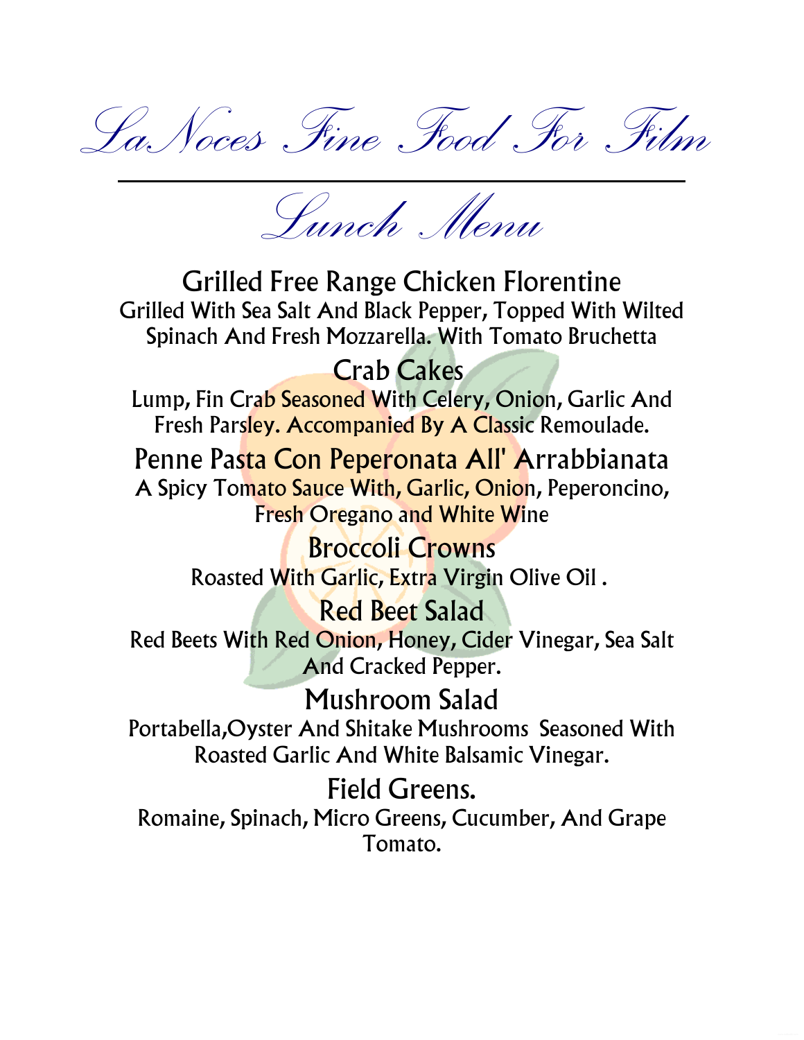# LaNoces Fine Food For Film

## Lunch Menu

### Grilled Free Range Chicken Florentine
Grilled With Sea Salt And Black Pepper, Topped With Wilted Spinach And Fresh Mozzarella. With Tomato Bruchetta

### Crab Cakes
Lump, Fin Crab Seasoned With Celery, Onion, Garlic And Fresh Parsley. Accompanied By A Classic Remoulade.

### Penne Pasta Con Peperonata All' Arrabbianata
A Spicy Tomato Sauce With, Garlic, Onion, Peperoncino, Fresh Oregano and White Wine

### Broccoli Crowns
Roasted With Garlic, Extra Virgin Olive Oil .

### Red Beet Salad
Red Beets With Red Onion, Honey, Cider Vinegar, Sea Salt And Cracked Pepper.

### Mushroom Salad
Portabella,Oyster And Shitake Mushrooms Seasoned With Roasted Garlic And White Balsamic Vinegar.

### Field Greens.
Romaine, Spinach, Micro Greens, Cucumber, And Grape Tomato.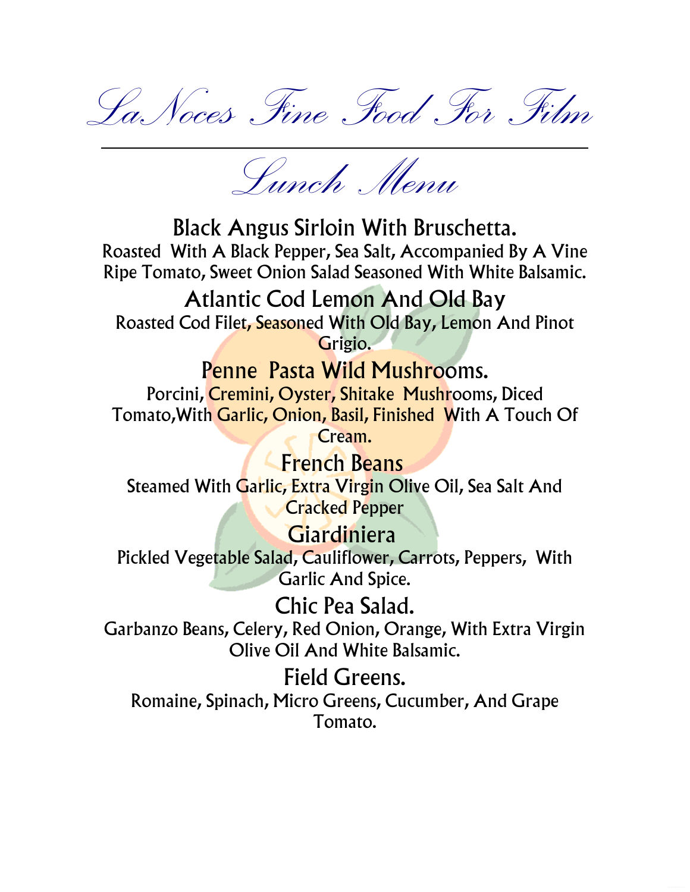# LaNoces Fine Food For Film

---

## Lunch Menu

### Black Angus Sirloin With Bruschetta.

Roasted With A Black Pepper, Sea Salt, Accompanied By A Vine Ripe Tomato, Sweet Onion Salad Seasoned With White Balsamic.

### Atlantic Cod Lemon And Old Bay

Roasted Cod Filet, Seasoned With Old Bay, Lemon And Pinot Grigio.

### Penne Pasta Wild Mushrooms.

Porcini, Cremini, Oyster, Shitake Mushrooms, Diced Tomato,With Garlic, Onion, Basil, Finished With A Touch Of Cream.

### French Beans

Steamed With Garlic, Extra Virgin Olive Oil, Sea Salt And Cracked Pepper

### Giardiniera

Pickled Vegetable Salad, Cauliflower, Carrots, Peppers, With Garlic And Spice.

### Chic Pea Salad.

Garbanzo Beans, Celery, Red Onion, Orange, With Extra Virgin Olive Oil And White Balsamic.

### Field Greens.

Romaine, Spinach, Micro Greens, Cucumber, And Grape Tomato.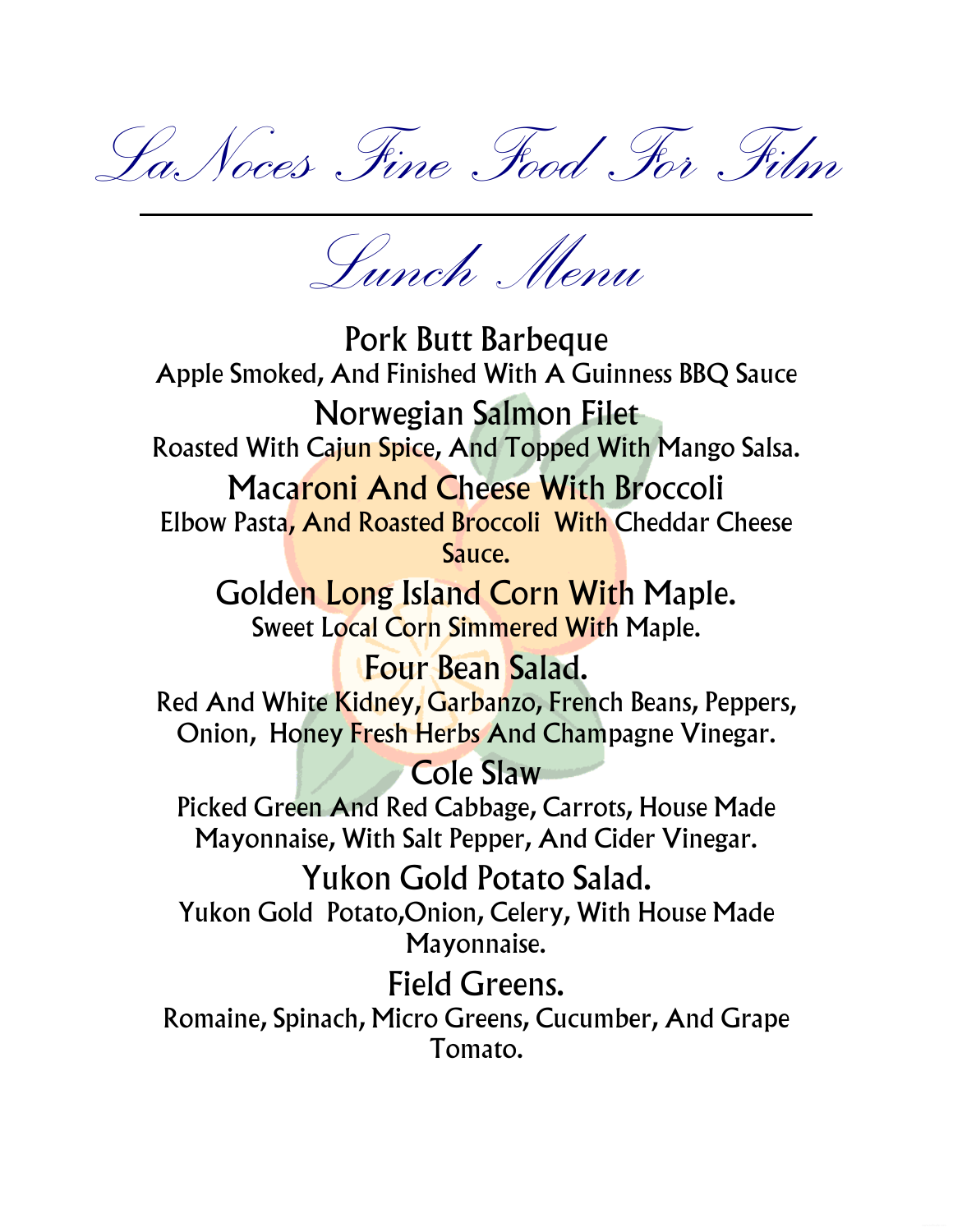# LaNoces Fine Food For Film

---

## Lunch Menu

### Pork Butt Barbeque
Apple Smoked, And Finished With A Guinness BBQ Sauce

### Norwegian Salmon Filet
Roasted With Cajun Spice, And Topped With Mango Salsa.

### Macaroni And Cheese With Broccoli
Elbow Pasta, And Roasted Broccoli With Cheddar Cheese Sauce.

### Golden Long Island Corn With Maple.
Sweet Local Corn Simmered With Maple.

### Four Bean Salad.
Red And White Kidney, Garbanzo, French Beans, Peppers, Onion, Honey Fresh Herbs And Champagne Vinegar.

### Cole Slaw
Picked Green And Red Cabbage, Carrots, House Made Mayonnaise, With Salt Pepper, And Cider Vinegar.

### Yukon Gold Potato Salad.
Yukon Gold Potato,Onion, Celery, With House Made Mayonnaise.

### Field Greens.
Romaine, Spinach, Micro Greens, Cucumber, And Grape Tomato.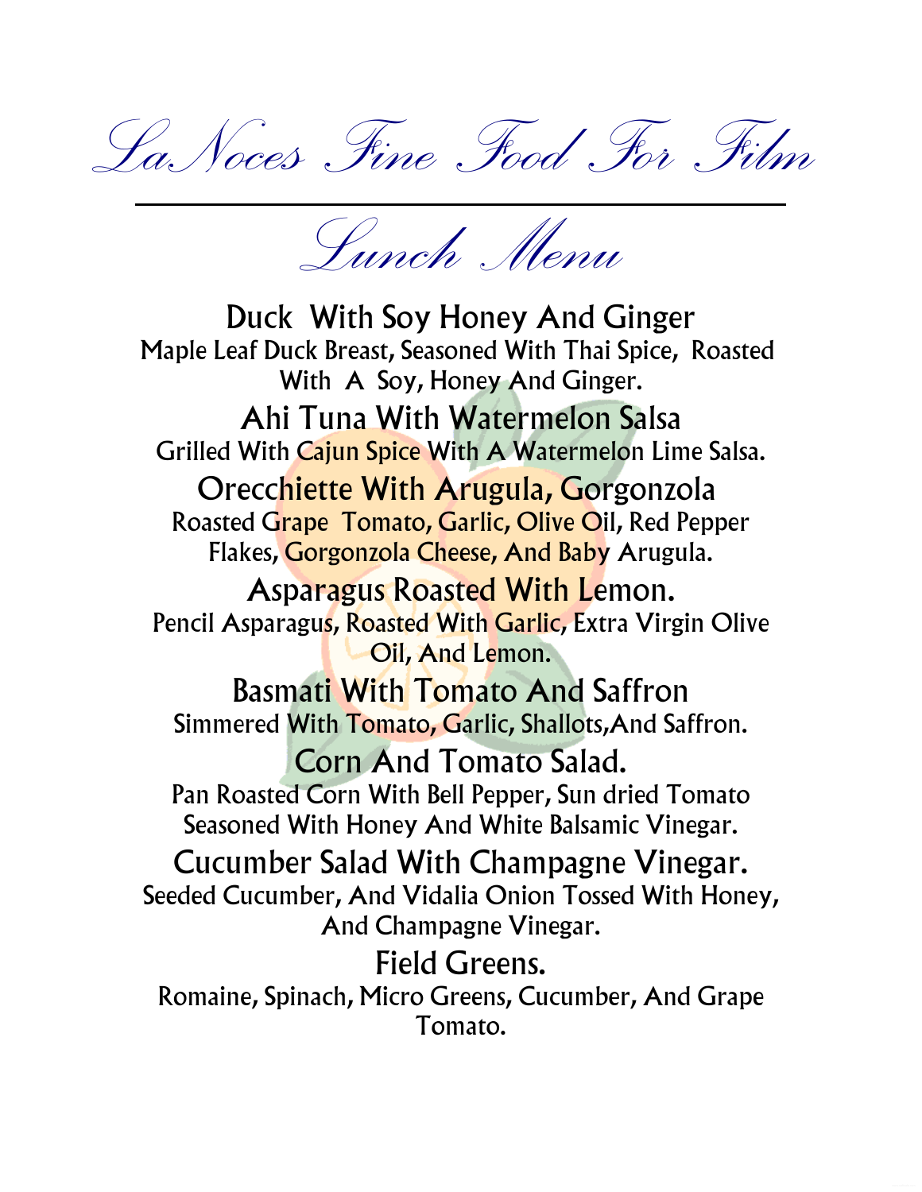# LaNoces Fine Food For Film

## Lunch Menu

### Duck With Soy Honey And Ginger

Maple Leaf Duck Breast, Seasoned With Thai Spice, Roasted With A Soy, Honey And Ginger.

### Ahi Tuna With Watermelon Salsa

Grilled With Cajun Spice With A Watermelon Lime Salsa.

### Orecchiette With Arugula, Gorgonzola

Roasted Grape Tomato, Garlic, Olive Oil, Red Pepper Flakes, Gorgonzola Cheese, And Baby Arugula.

### Asparagus Roasted With Lemon.

Pencil Asparagus, Roasted With Garlic, Extra Virgin Olive Oil, And Lemon.

### Basmati With Tomato And Saffron

Simmered With Tomato, Garlic, Shallots,And Saffron.

### Corn And Tomato Salad.

Pan Roasted Corn With Bell Pepper, Sun dried Tomato Seasoned With Honey And White Balsamic Vinegar.

### Cucumber Salad With Champagne Vinegar.

Seeded Cucumber, And Vidalia Onion Tossed With Honey, And Champagne Vinegar.

### Field Greens.

Romaine, Spinach, Micro Greens, Cucumber, And Grape Tomato.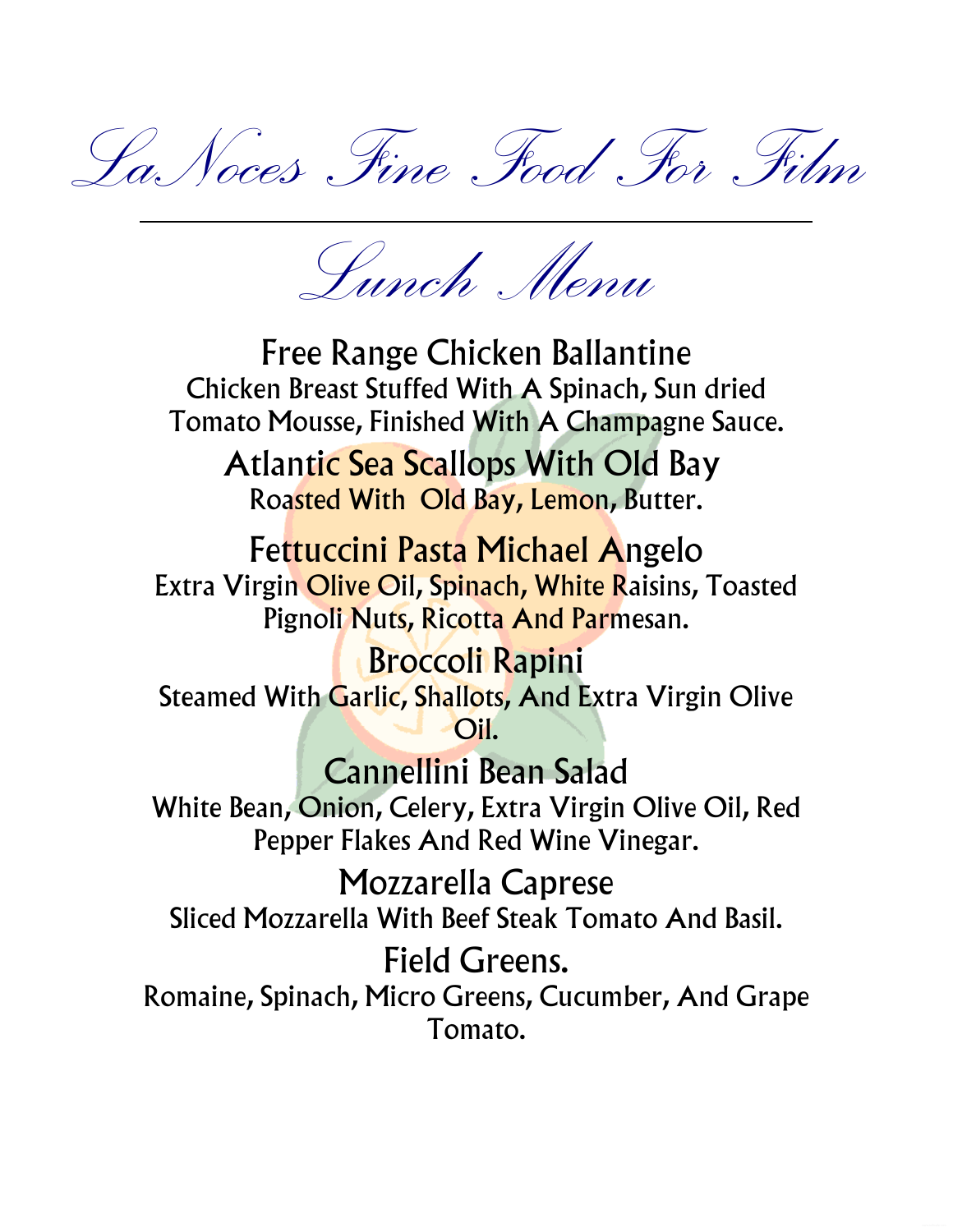# LaNoces Fine Food For Film

## Lunch Menu

### Free Range Chicken Ballantine
Chicken Breast Stuffed With A Spinach, Sun dried Tomato Mousse, Finished With A Champagne Sauce.

### Atlantic Sea Scallops With Old Bay
Roasted With Old Bay, Lemon, Butter.

### Fettuccini Pasta Michael Angelo
Extra Virgin Olive Oil, Spinach, White Raisins, Toasted Pignoli Nuts, Ricotta And Parmesan.

### Broccoli Rapini
Steamed With Garlic, Shallots, And Extra Virgin Olive Oil.

### Cannellini Bean Salad
White Bean, Onion, Celery, Extra Virgin Olive Oil, Red Pepper Flakes And Red Wine Vinegar.

### Mozzarella Caprese
Sliced Mozzarella With Beef Steak Tomato And Basil.

### Field Greens.
Romaine, Spinach, Micro Greens, Cucumber, And Grape Tomato.